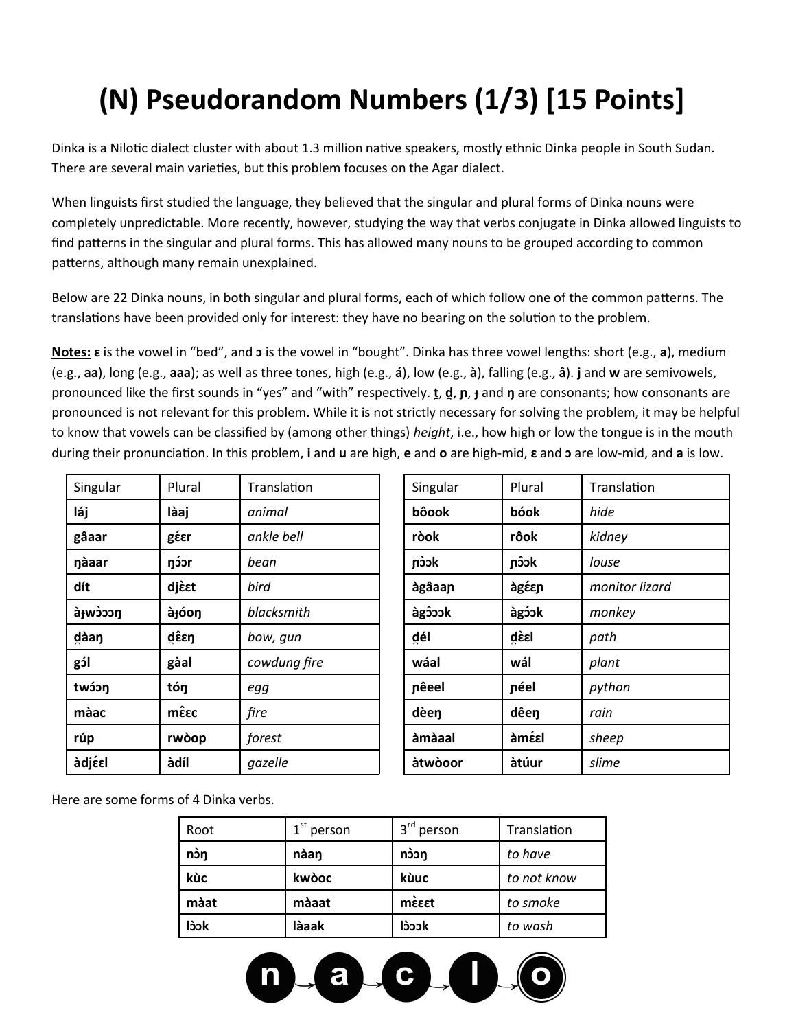# (N) Pseudorandom Numbers (1/3) [15 Points]

Dinka is a Nilotic dialect cluster with about 1.3 million native speakers, mostly ethnic Dinka people in South Sudan. There are several main varieties, but this problem focuses on the Agar dialect.

When linguists first studied the language, they believed that the singular and plural forms of Dinka nouns were completely unpredictable. More recently, however, studying the way that verbs conjugate in Dinka allowed linguists to find patterns in the singular and plural forms. This has allowed many nouns to be grouped according to common patterns, although many remain unexplained.

Below are 22 Dinka nouns, in both singular and plural forms, each of which follow one of the common patterns. The translations have been provided only for interest: they have no bearing on the solution to the problem.

**Notes:** **ɛ** is the vowel in "bed", and **ɔ** is the vowel in "bought". Dinka has three vowel lengths: short (e.g., **a**), medium (e.g., **aa**), long (e.g., **aaa**); as well as three tones, high (e.g., **á**), low (e.g., **à**), falling (e.g., **â**). **j** and **w** are semivowels, pronounced like the first sounds in "yes" and "with" respectively. **t̪**, **d̪**, **ɲ**, **ɟ** and **ŋ** are consonants; how consonants are pronounced is not relevant for this problem. While it is not strictly necessary for solving the problem, it may be helpful to know that vowels can be classified by (among other things) *height*, i.e., how high or low the tongue is in the mouth during their pronunciation. In this problem, **i** and **u** are high, **e** and **o** are high-mid, **ɛ** and **ɔ** are low-mid, and **a** is low.

| Singular | Plural | Translation |
|---|---|---|
| **láj** | **làaj** | *animal* |
| **gâaar** | **gɛ́ɛr** | *ankle bell* |
| **ŋàaar** | **ŋɔ́ɔr** | *bean* |
| **dít** | **djɛ̀ɛt** | *bird* |
| **àɟwɔ̀ɔɔŋ** | **àɟóoŋ** | *blacksmith* |
| **d̪àaŋ** | **d̪ɛ̂ɛŋ** | *bow, gun* |
| **gɔ́l** | **gàal** | *cowdung fire* |
| **twɔ́ɔŋ** | **tóŋ** | *egg* |
| **màac** | **mɛ̂ɛc** | *fire* |
| **rúp** | **rwòop** | *forest* |
| **àdjɛ́ɛl** | **àdíl** | *gazelle* |

| Singular | Plural | Translation |
|---|---|---|
| **bôook** | **bóok** | *hide* |
| **ròok** | **rôok** | *kidney* |
| **ɲɔ̀ɔk** | **ɲɔ̂ɔk** | *louse* |
| **àgâaaɲ** | **àgɛ́ɛɲ** | *monitor lizard* |
| **àgɔ̂ɔɔk** | **àgɔ́ɔk** | *monkey* |
| **d̪él** | **d̪ɛ̀ɛl** | *path* |
| **wáal** | **wál** | *plant* |
| **ɲêeel** | **ɲéel** | *python* |
| **dèeŋ** | **dêeŋ** | *rain* |
| **àmàaal** | **àmɛ́ɛl** | *sheep* |
| **àtwòoor** | **àtúur** | *slime* |

Here are some forms of 4 Dinka verbs.

| Root | 1st person | 3rd person | Translation |
|---|---|---|---|
| **nɔ̀ŋ** | **nàaŋ** | **nɔ̀ɔŋ** | *to have* |
| **kùc** | **kwòoc** | **kùuc** | *to not know* |
| **màat** | **màaat** | **mɛ̀ɛɛt** | *to smoke* |
| **lɔ̀ɔk** | **làaak** | **lɔ̀ɔɔk** | *to wash* |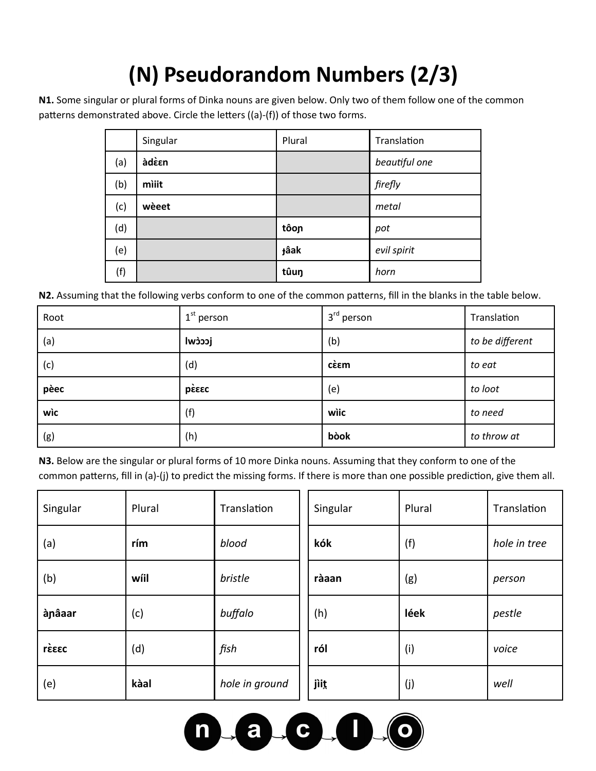# (N) Pseudorandom Numbers (2/3)

**N1.** Some singular or plural forms of Dinka nouns are given below. Only two of them follow one of the common patterns demonstrated above. Circle the letters ((a)-(f)) of those two forms.

| | Singular | Plural | Translation |
|---|---|---|---|
| (a) | **àdɛ̀ɛn** | | *beautiful one* |
| (b) | **mìiit** | | *firefly* |
| (c) | **wèeet** | | *metal* |
| (d) | | **tôoɲ** | *pot* |
| (e) | | **ɟâak** | *evil spirit* |
| (f) | | **tûuŋ** | *horn* |

**N2.** Assuming that the following verbs conform to one of the common patterns, fill in the blanks in the table below.

| Root | 1st person | 3rd person | Translation |
|---|---|---|---|
| (a) | **lwɔ̀ɔɔj** | (b) | *to be different* |
| (c) | (d) | **cɛ̀ɛm** | *to eat* |
| **pèec** | **pɛ̀ɛɛc** | (e) | *to loot* |
| **wìc** | (f) | **wìic** | *to need* |
| (g) | (h) | **bòok** | *to throw at* |

**N3.** Below are the singular or plural forms of 10 more Dinka nouns. Assuming that they conform to one of the common patterns, fill in (a)-(j) to predict the missing forms. If there is more than one possible prediction, give them all.

| Singular | Plural | Translation |
|---|---|---|
| (a) | **rím** | *blood* |
| (b) | **wíil** | *bristle* |
| **àɲâaar** | (c) | *buffalo* |
| **rɛ̀ɛɛc** | (d) | *fish* |
| (e) | **kàal** | *hole in ground* |

| Singular | Plural | Translation |
|---|---|---|
| **kók** | (f) | *hole in tree* |
| **ràaan** | (g) | *person* |
| (h) | **léek** | *pestle* |
| **ról** | (i) | *voice* |
| **jìiṯ** | (j) | *well* |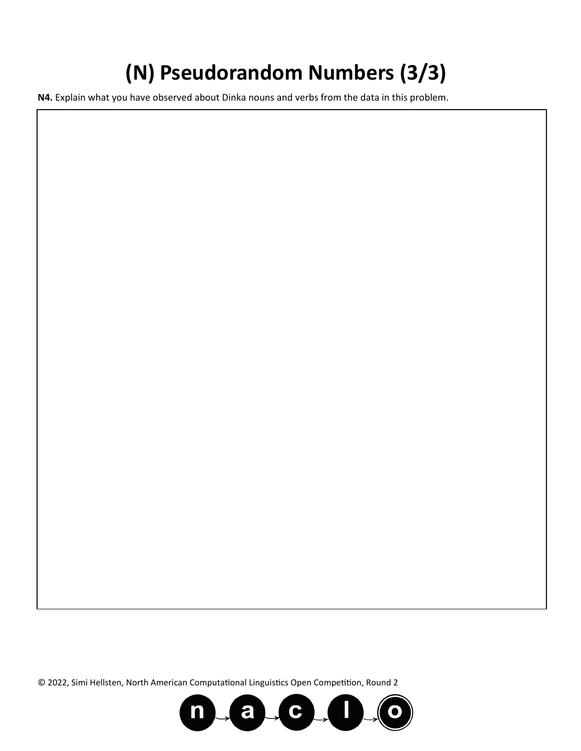# (N) Pseudorandom Numbers (3/3)

**N4.** Explain what you have observed about Dinka nouns and verbs from the data in this problem.